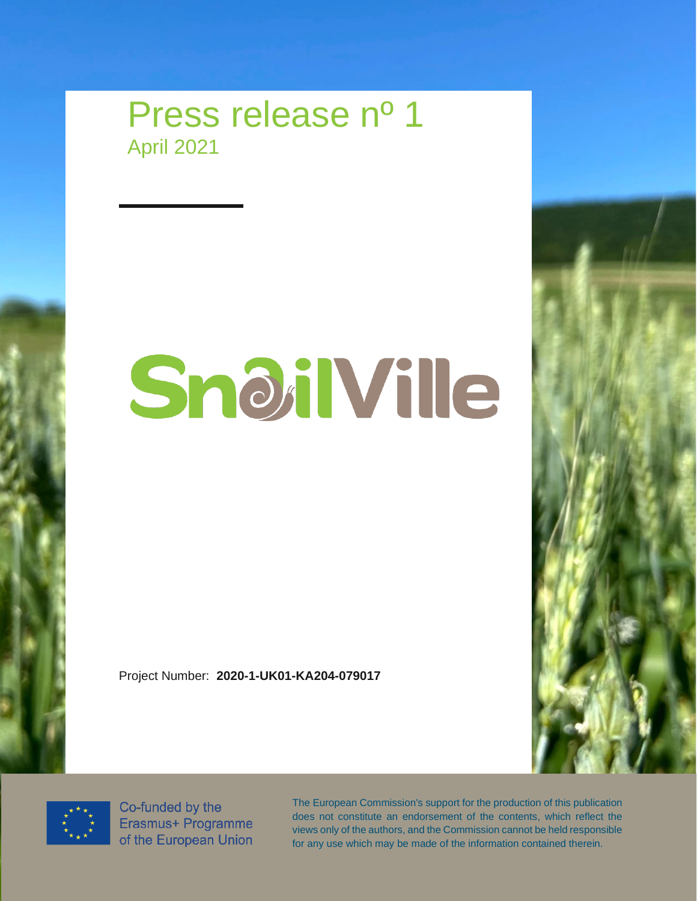# Press release nº 1

April 2021

SnailVille

Project Number: **2020-1-UK01-KA204-079017**

Co-funded by the Erasmus+ Programme of the European Union

The European Commission's support for the production of this publication does not constitute an endorsement of the contents, which reflect the views only of the authors, and the Commission cannot be held responsible for any use which may be made of the information contained therein.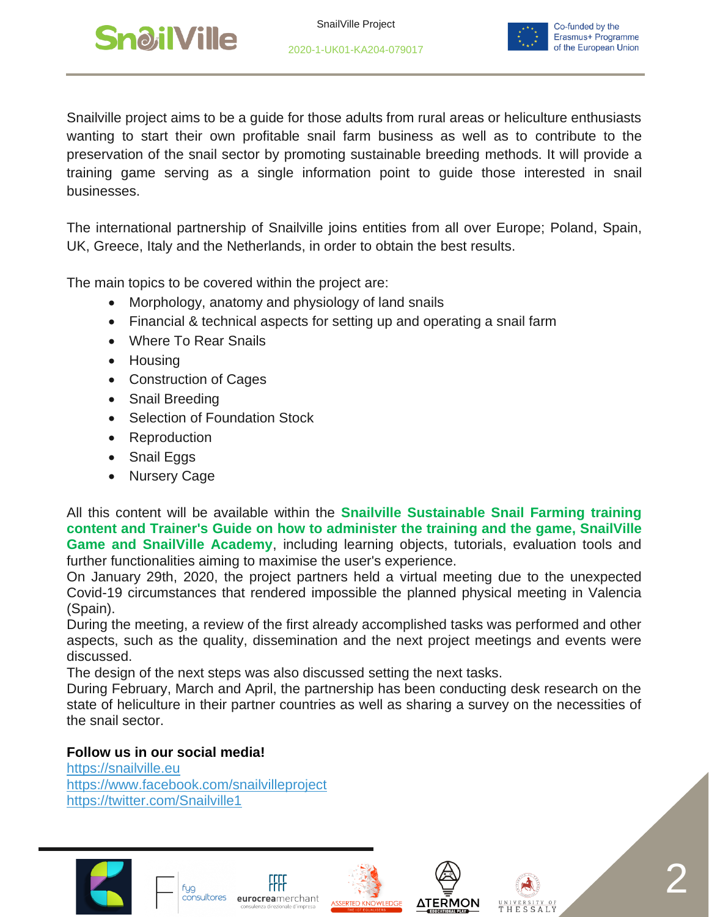Snailville project aims to be a guide for those adults from rural areas or heliculture enthusiasts wanting to start their own profitable snail farm business as well as to contribute to the preservation of the snail sector by promoting sustainable breeding methods. It will provide a training game serving as a single information point to guide those interested in snail businesses.

The international partnership of Snailville joins entities from all over Europe; Poland, Spain, UK, Greece, Italy and the Netherlands, in order to obtain the best results.

The main topics to be covered within the project are:

- Morphology, anatomy and physiology of land snails
- Financial & technical aspects for setting up and operating a snail farm
- Where To Rear Snails
- Housing
- Construction of Cages
- Snail Breeding
- Selection of Foundation Stock
- Reproduction
- Snail Eggs
- Nursery Cage

All this content will be available within the **Snailville Sustainable Snail Farming training content and Trainer's Guide on how to administer the training and the game, SnailVille Game and SnailVille Academy**, including learning objects, tutorials, evaluation tools and further functionalities aiming to maximise the user's experience.

On January 29th, 2020, the project partners held a virtual meeting due to the unexpected Covid-19 circumstances that rendered impossible the planned physical meeting in Valencia (Spain).

During the meeting, a review of the first already accomplished tasks was performed and other aspects, such as the quality, dissemination and the next project meetings and events were discussed.

The design of the next steps was also discussed setting the next tasks.

During February, March and April, the partnership has been conducting desk research on the state of heliculture in their partner countries as well as sharing a survey on the necessities of the snail sector.

**Follow us in our social media!**

https://snailville.eu
https://www.facebook.com/snailvilleproject
https://twitter.com/Snailville1